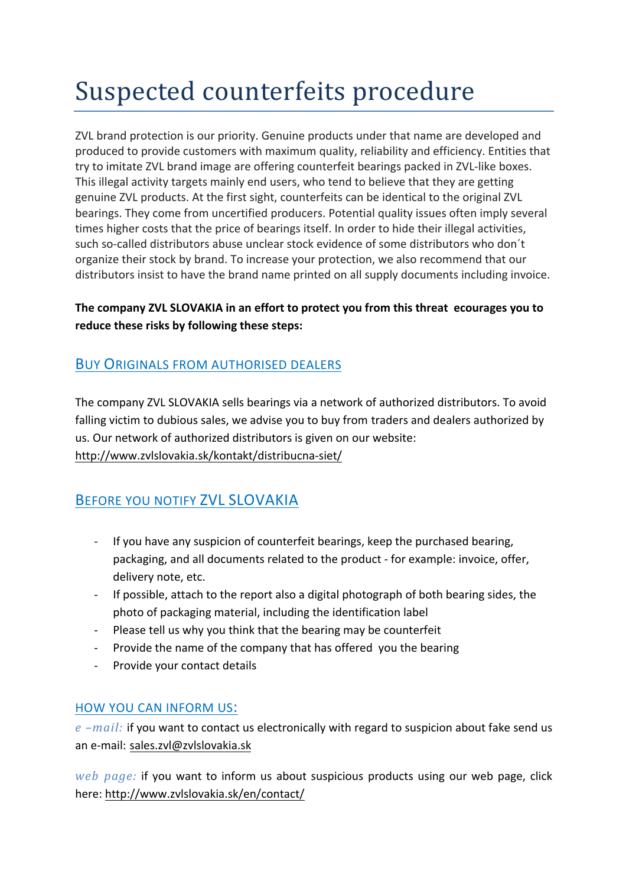# Suspected counterfeits procedure

ZVL brand protection is our priority. Genuine products under that name are developed and produced to provide customers with maximum quality, reliability and efficiency. Entities that try to imitate ZVL brand image are offering counterfeit bearings packed in ZVL-like boxes. This illegal activity targets mainly end users, who tend to believe that they are getting genuine ZVL products. At the first sight, counterfeits can be identical to the original ZVL bearings. They come from uncertified producers. Potential quality issues often imply several times higher costs that the price of bearings itself. In order to hide their illegal activities, such so-called distributors abuse unclear stock evidence of some distributors who don´t organize their stock by brand. To increase your protection, we also recommend that our distributors insist to have the brand name printed on all supply documents including invoice.

**The company ZVL SLOVAKIA in an effort to protect you from this threat ecourages you to reduce these risks by following these steps:**

## BUY ORIGINALS FROM AUTHORISED DEALERS

The company ZVL SLOVAKIA sells bearings via a network of authorized distributors. To avoid falling victim to dubious sales, we advise you to buy from traders and dealers authorized by us. Our network of authorized distributors is given on our website: http://www.zvlslovakia.sk/kontakt/distribucna-siet/

## BEFORE YOU NOTIFY ZVL SLOVAKIA

- If you have any suspicion of counterfeit bearings, keep the purchased bearing, packaging, and all documents related to the product - for example: invoice, offer, delivery note, etc.
- If possible, attach to the report also a digital photograph of both bearing sides, the photo of packaging material, including the identification label
- Please tell us why you think that the bearing may be counterfeit
- Provide the name of the company that has offered you the bearing
- Provide your contact details

### HOW YOU CAN INFORM US:

*e –mail:* if you want to contact us electronically with regard to suspicion about fake send us an e-mail: sales.zvl@zvlslovakia.sk

*web page:* if you want to inform us about suspicious products using our web page, click here: http://www.zvlslovakia.sk/en/contact/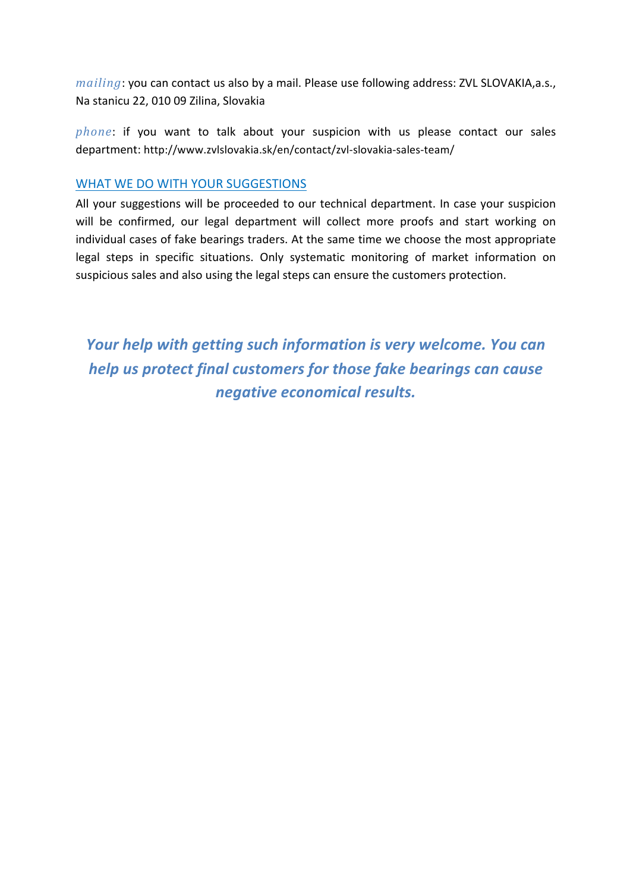*mailing*: you can contact us also by a mail. Please use following address: ZVL SLOVAKIA,a.s., Na stanicu 22, 010 09 Zilina, Slovakia

*phone*: if you want to talk about your suspicion with us please contact our sales department: http://www.zvlslovakia.sk/en/contact/zvl-slovakia-sales-team/

## WHAT WE DO WITH YOUR SUGGESTIONS

All your suggestions will be proceeded to our technical department. In case your suspicion will be confirmed, our legal department will collect more proofs and start working on individual cases of fake bearings traders. At the same time we choose the most appropriate legal steps in specific situations. Only systematic monitoring of market information on suspicious sales and also using the legal steps can ensure the customers protection.

***Your help with getting such information is very welcome. You can help us protect final customers for those fake bearings can cause negative economical results.***